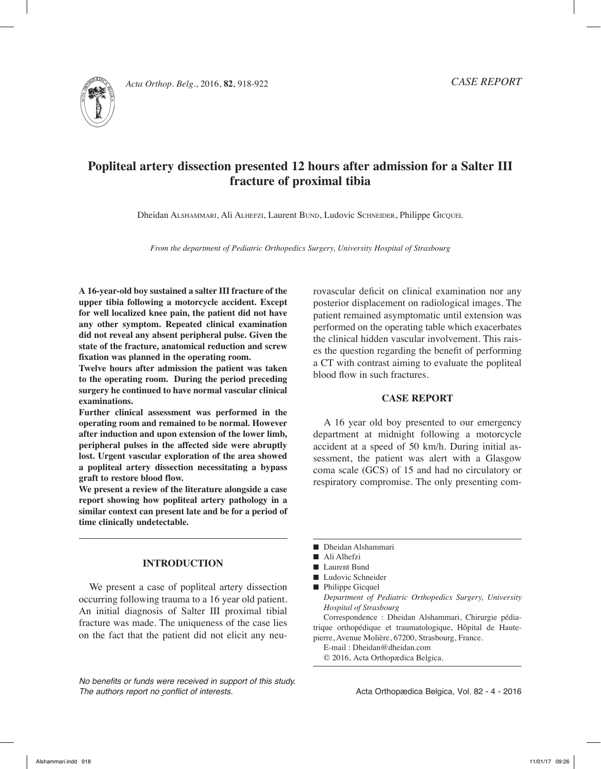*CASE REPORT*

# Popliteal artery dissection presented 12 hours after admission for a Salter III fracture of proximal tibia

Dheidan Alshammari, Ali Alhefzi, Laurent Bund, Ludovic Schneider, Philippe Gicquel

*From the department of Pediatric Orthopedics Surgery, University Hospital of Strasbourg*

**A 16-year-old boy sustained a salter III fracture of the upper tibia following a motorcycle accident. Except for well localized knee pain, the patient did not have any other symptom. Repeated clinical examination did not reveal any absent peripheral pulse. Given the state of the fracture, anatomical reduction and screw fixation was planned in the operating room.**

**Twelve hours after admission the patient was taken to the operating room. During the period preceding surgery he continued to have normal vascular clinical examinations.**

**Further clinical assessment was performed in the operating room and remained to be normal. However after induction and upon extension of the lower limb, peripheral pulses in the affected side were abruptly lost. Urgent vascular exploration of the area showed a popliteal artery dissection necessitating a bypass graft to restore blood flow.**

**We present a review of the literature alongside a case report showing how popliteal artery pathology in a similar context can present late and be for a period of time clinically undetectable.**

## INTRODUCTION

We present a case of popliteal artery dissection occurring following trauma to a 16 year old patient. An initial diagnosis of Salter III proximal tibial fracture was made. The uniqueness of the case lies on the fact that the patient did not elicit any neurovascular deficit on clinical examination nor any posterior displacement on radiological images. The patient remained asymptomatic until extension was performed on the operating table which exacerbates the clinical hidden vascular involvement. This raises the question regarding the benefit of performing a CT with contrast aiming to evaluate the popliteal blood flow in such fractures.

## CASE REPORT

A 16 year old boy presented to our emergency department at midnight following a motorcycle accident at a speed of 50 km/h. During initial assessment, the patient was alert with a Glasgow coma scale (GCS) of 15 and had no circulatory or respiratory compromise. The only presenting com-

- Dheidan Alshammari
- Ali Alhefzi
- Laurent Bund
- Ludovic Schneider
- Philippe Gicquel

*Department of Pediatric Orthopedics Surgery, University Hospital of Strasbourg*

Correspondence : Dheidan Alshammari, Chirurgie pédiatrique orthopédique et traumatologique, Hôpital de Hautepierre, Avenue Molière, 67200, Strasbourg, France.

E-mail : Dheidan@dheidan.com

© 2016, Acta Orthopædica Belgica.

*No benefits or funds were received in support of this study. The authors report no conflict of interests.*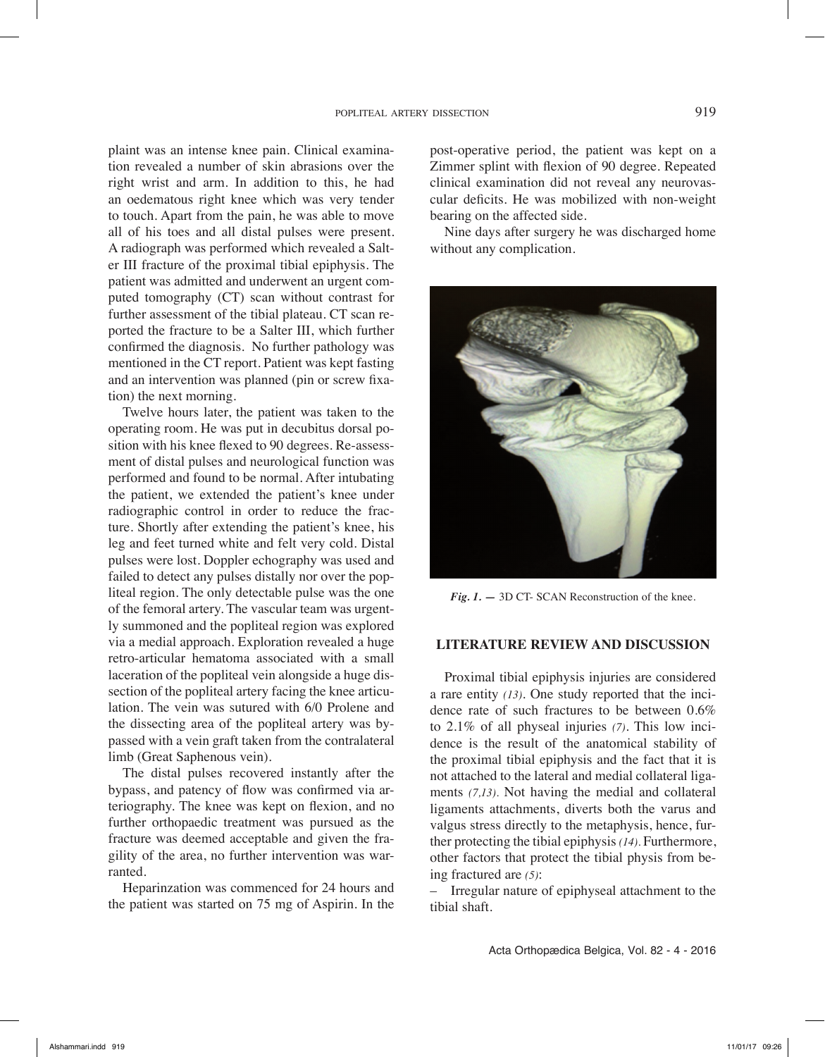plaint was an intense knee pain. Clinical examination revealed a number of skin abrasions over the right wrist and arm. In addition to this, he had an oedematous right knee which was very tender to touch. Apart from the pain, he was able to move all of his toes and all distal pulses were present. A radiograph was performed which revealed a Salter III fracture of the proximal tibial epiphysis. The patient was admitted and underwent an urgent computed tomography (CT) scan without contrast for further assessment of the tibial plateau. CT scan reported the fracture to be a Salter III, which further confirmed the diagnosis. No further pathology was mentioned in the CT report. Patient was kept fasting and an intervention was planned (pin or screw fixation) the next morning.

Twelve hours later, the patient was taken to the operating room. He was put in decubitus dorsal position with his knee flexed to 90 degrees. Re-assessment of distal pulses and neurological function was performed and found to be normal. After intubating the patient, we extended the patient's knee under radiographic control in order to reduce the fracture. Shortly after extending the patient's knee, his leg and feet turned white and felt very cold. Distal pulses were lost. Doppler echography was used and failed to detect any pulses distally nor over the popliteal region. The only detectable pulse was the one of the femoral artery. The vascular team was urgently summoned and the popliteal region was explored via a medial approach. Exploration revealed a huge retro-articular hematoma associated with a small laceration of the popliteal vein alongside a huge dissection of the popliteal artery facing the knee articulation. The vein was sutured with 6/0 Prolene and the dissecting area of the popliteal artery was bypassed with a vein graft taken from the contralateral limb (Great Saphenous vein).

The distal pulses recovered instantly after the bypass, and patency of flow was confirmed via arteriography. The knee was kept on flexion, and no further orthopaedic treatment was pursued as the fracture was deemed acceptable and given the fragility of the area, no further intervention was warranted.

Heparinzation was commenced for 24 hours and the patient was started on 75 mg of Aspirin. In the post-operative period, the patient was kept on a Zimmer splint with flexion of 90 degree. Repeated clinical examination did not reveal any neurovascular deficits. He was mobilized with non-weight bearing on the affected side.

Nine days after surgery he was discharged home without any complication.

***Fig. 1.*** — 3D CT- SCAN Reconstruction of the knee.

## LITERATURE REVIEW AND DISCUSSION

Proximal tibial epiphysis injuries are considered a rare entity *(13)*. One study reported that the incidence rate of such fractures to be between 0.6% to 2.1% of all physeal injuries *(7)*. This low incidence is the result of the anatomical stability of the proximal tibial epiphysis and the fact that it is not attached to the lateral and medial collateral ligaments *(7,13)*. Not having the medial and collateral ligaments attachments, diverts both the varus and valgus stress directly to the metaphysis, hence, further protecting the tibial epiphysis *(14)*. Furthermore, other factors that protect the tibial physis from being fractured are *(5)*:

– Irregular nature of epiphyseal attachment to the tibial shaft.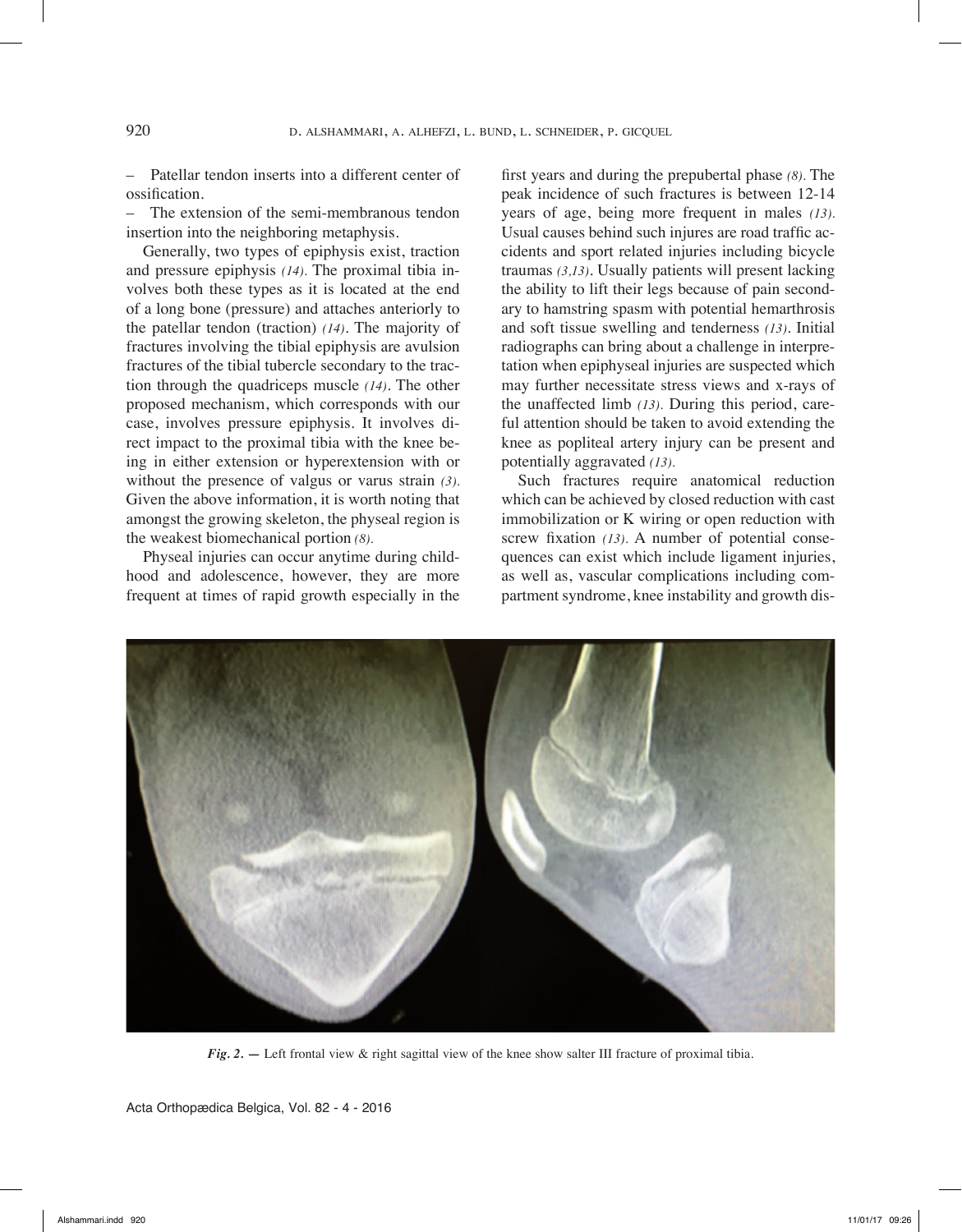– Patellar tendon inserts into a different center of ossification.

– The extension of the semi-membranous tendon insertion into the neighboring metaphysis.

Generally, two types of epiphysis exist, traction and pressure epiphysis *(14)*. The proximal tibia involves both these types as it is located at the end of a long bone (pressure) and attaches anteriorly to the patellar tendon (traction) *(14)*. The majority of fractures involving the tibial epiphysis are avulsion fractures of the tibial tubercle secondary to the traction through the quadriceps muscle *(14)*. The other proposed mechanism, which corresponds with our case, involves pressure epiphysis. It involves direct impact to the proximal tibia with the knee being in either extension or hyperextension with or without the presence of valgus or varus strain *(3)*. Given the above information, it is worth noting that amongst the growing skeleton, the physeal region is the weakest biomechanical portion *(8)*.

Physeal injuries can occur anytime during childhood and adolescence, however, they are more frequent at times of rapid growth especially in the first years and during the prepubertal phase *(8)*. The peak incidence of such fractures is between 12-14 years of age, being more frequent in males *(13)*. Usual causes behind such injures are road traffic accidents and sport related injuries including bicycle traumas *(3,13)*. Usually patients will present lacking the ability to lift their legs because of pain secondary to hamstring spasm with potential hemarthrosis and soft tissue swelling and tenderness *(13)*. Initial radiographs can bring about a challenge in interpretation when epiphyseal injuries are suspected which may further necessitate stress views and x-rays of the unaffected limb *(13)*. During this period, careful attention should be taken to avoid extending the knee as popliteal artery injury can be present and potentially aggravated *(13)*.

Such fractures require anatomical reduction which can be achieved by closed reduction with cast immobilization or K wiring or open reduction with screw fixation *(13)*. A number of potential consequences can exist which include ligament injuries, as well as, vascular complications including compartment syndrome, knee instability and growth dis-

***Fig. 2.*** — Left frontal view & right sagittal view of the knee show salter III fracture of proximal tibia.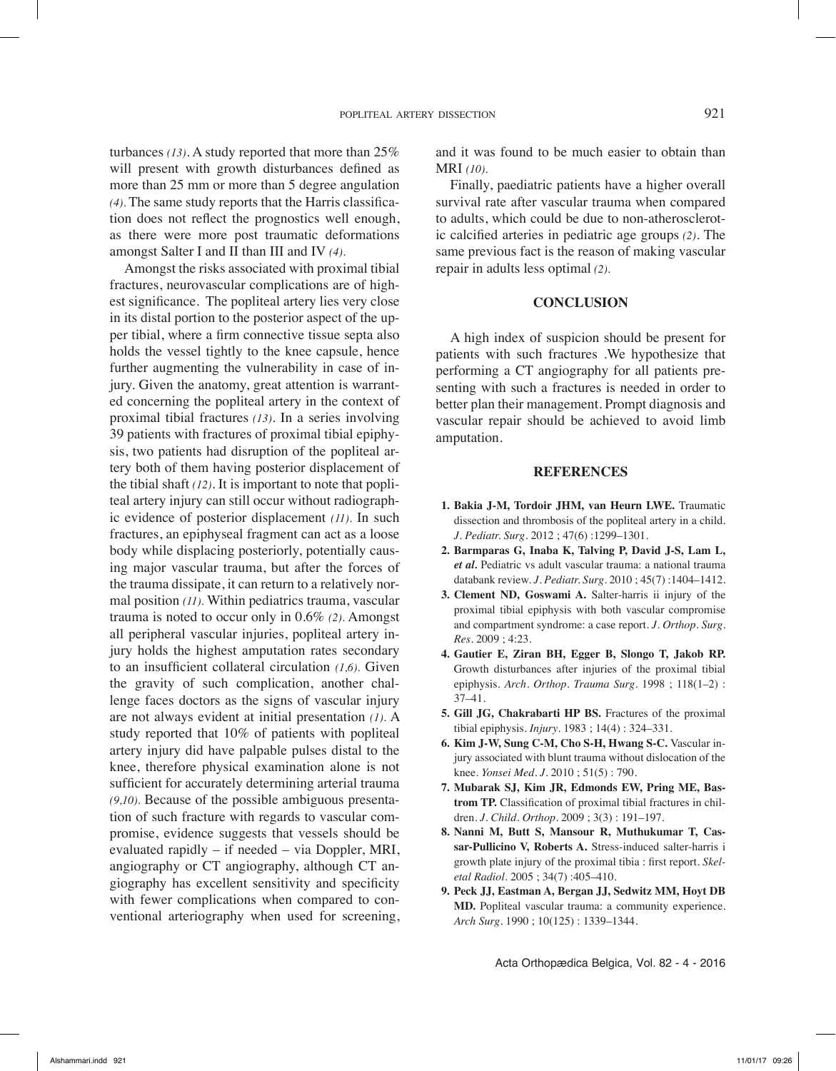turbances *(13)*. A study reported that more than 25% will present with growth disturbances defined as more than 25 mm or more than 5 degree angulation *(4)*. The same study reports that the Harris classification does not reflect the prognostics well enough, as there were more post traumatic deformations amongst Salter I and II than III and IV *(4)*.

Amongst the risks associated with proximal tibial fractures, neurovascular complications are of highest significance. The popliteal artery lies very close in its distal portion to the posterior aspect of the upper tibial, where a firm connective tissue septa also holds the vessel tightly to the knee capsule, hence further augmenting the vulnerability in case of injury. Given the anatomy, great attention is warranted concerning the popliteal artery in the context of proximal tibial fractures *(13)*. In a series involving 39 patients with fractures of proximal tibial epiphysis, two patients had disruption of the popliteal artery both of them having posterior displacement of the tibial shaft *(12)*. It is important to note that popliteal artery injury can still occur without radiographic evidence of posterior displacement *(11)*. In such fractures, an epiphyseal fragment can act as a loose body while displacing posteriorly, potentially causing major vascular trauma, but after the forces of the trauma dissipate, it can return to a relatively normal position *(11)*. Within pediatrics trauma, vascular trauma is noted to occur only in 0.6% *(2)*. Amongst all peripheral vascular injuries, popliteal artery injury holds the highest amputation rates secondary to an insufficient collateral circulation *(1,6)*. Given the gravity of such complication, another challenge faces doctors as the signs of vascular injury are not always evident at initial presentation *(1)*. A study reported that 10% of patients with popliteal artery injury did have palpable pulses distal to the knee, therefore physical examination alone is not sufficient for accurately determining arterial trauma *(9,10)*. Because of the possible ambiguous presentation of such fracture with regards to vascular compromise, evidence suggests that vessels should be evaluated rapidly – if needed – via Doppler, MRI, angiography or CT angiography, although CT angiography has excellent sensitivity and specificity with fewer complications when compared to conventional arteriography when used for screening, and it was found to be much easier to obtain than MRI *(10)*.

Finally, paediatric patients have a higher overall survival rate after vascular trauma when compared to adults, which could be due to non-atherosclerotic calcified arteries in pediatric age groups *(2)*. The same previous fact is the reason of making vascular repair in adults less optimal *(2)*.

## CONCLUSION

A high index of suspicion should be present for patients with such fractures .We hypothesize that performing a CT angiography for all patients presenting with such a fractures is needed in order to better plan their management. Prompt diagnosis and vascular repair should be achieved to avoid limb amputation.

## REFERENCES

1. **Bakia J-M, Tordoir JHM, van Heurn LWE.** Traumatic dissection and thrombosis of the popliteal artery in a child. *J. Pediatr. Surg.* 2012 ; 47(6) :1299–1301.
2. **Barmparas G, Inaba K, Talving P, David J-S, Lam L, *et al.*** Pediatric vs adult vascular trauma: a national trauma databank review. *J. Pediatr. Surg.* 2010 ; 45(7) :1404–1412.
3. **Clement ND, Goswami A.** Salter-harris ii injury of the proximal tibial epiphysis with both vascular compromise and compartment syndrome: a case report. *J. Orthop. Surg. Res.* 2009 ; 4:23.
4. **Gautier E, Ziran BH, Egger B, Slongo T, Jakob RP.** Growth disturbances after injuries of the proximal tibial epiphysis. *Arch. Orthop. Trauma Surg.* 1998 ; 118(1–2) : 37–41.
5. **Gill JG, Chakrabarti HP BS.** Fractures of the proximal tibial epiphysis. *Injury.* 1983 ; 14(4) : 324–331.
6. **Kim J-W, Sung C-M, Cho S-H, Hwang S-C.** Vascular injury associated with blunt trauma without dislocation of the knee. *Yonsei Med. J.* 2010 ; 51(5) : 790.
7. **Mubarak SJ, Kim JR, Edmonds EW, Pring ME, Bastrom TP.** Classification of proximal tibial fractures in children. *J. Child. Orthop.* 2009 ; 3(3) : 191–197.
8. **Nanni M, Butt S, Mansour R, Muthukumar T, Cassar-Pullicino V, Roberts A.** Stress-induced salter-harris i growth plate injury of the proximal tibia : first report. *Skeletal Radiol.* 2005 ; 34(7) :405–410.
9. **Peck JJ, Eastman A, Bergan JJ, Sedwitz MM, Hoyt DB MD.** Popliteal vascular trauma: a community experience. *Arch Surg.* 1990 ; 10(125) : 1339–1344.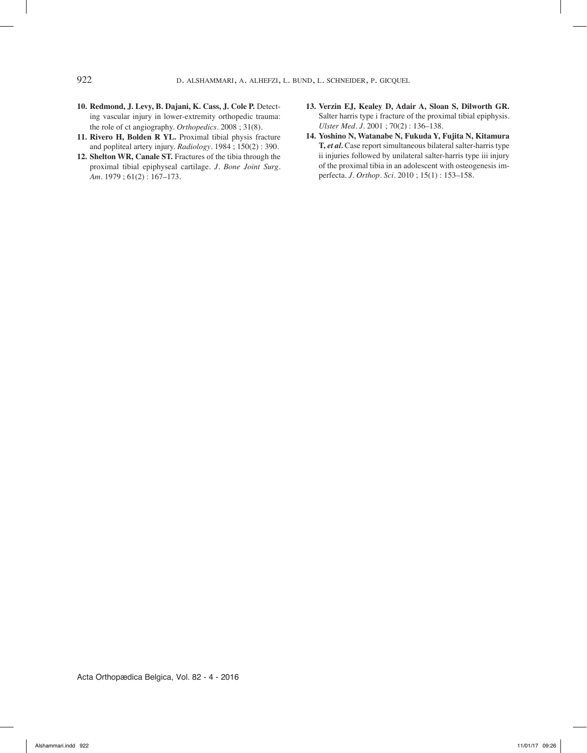10. **Redmond, J. Levy, B. Dajani, K. Cass, J. Cole P.** Detecting vascular injury in lower-extremity orthopedic trauma: the role of ct angiography. *Orthopedics*. 2008 ; 31(8).
11. **Rivero H, Bolden R YL.** Proximal tibial physis fracture and popliteal artery injury. *Radiology*. 1984 ; 150(2) : 390.
12. **Shelton WR, Canale ST.** Fractures of the tibia through the proximal tibial epiphyseal cartilage. *J. Bone Joint Surg. Am*. 1979 ; 61(2) : 167–173.
13. **Verzin EJ, Kealey D, Adair A, Sloan S, Dilworth GR.** Salter harris type i fracture of the proximal tibial epiphysis. *Ulster Med. J*. 2001 ; 70(2) : 136–138.
14. **Yoshino N, Watanabe N, Fukuda Y, Fujita N, Kitamura T, *et al*.** Case report simultaneous bilateral salter-harris type ii injuries followed by unilateral salter-harris type iii injury of the proximal tibia in an adolescent with osteogenesis imperfecta. *J. Orthop. Sci*. 2010 ; 15(1) : 153–158.